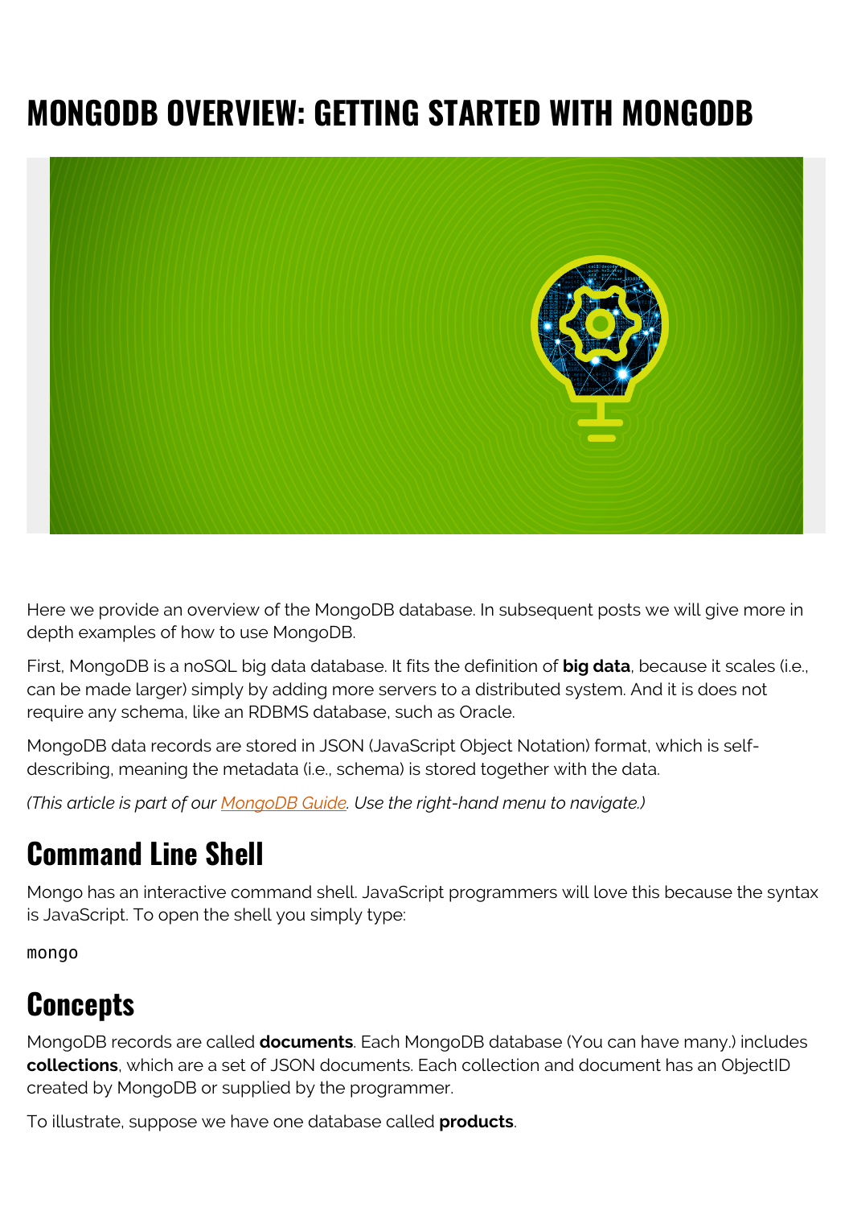# MONGODB OVERVIEW: GETTING STARTED WITH MONGODB

Here we provide an overview of the MongoDB database. In subsequent posts we will give more in depth examples of how to use MongoDB.

First, MongoDB is a noSQL big data database. It fits the definition of **big data**, because it scales (i.e., can be made larger) simply by adding more servers to a distributed system. And it is does not require any schema, like an RDBMS database, such as Oracle.

MongoDB data records are stored in JSON (JavaScript Object Notation) format, which is self-describing, meaning the metadata (i.e., schema) is stored together with the data.

*(This article is part of our [MongoDB Guide](). Use the right-hand menu to navigate.)*

## Command Line Shell

Mongo has an interactive command shell. JavaScript programmers will love this because the syntax is JavaScript. To open the shell you simply type:

```
mongo
```

## Concepts

MongoDB records are called **documents**. Each MongoDB database (You can have many.) includes **collections**, which are a set of JSON documents. Each collection and document has an ObjectID created by MongoDB or supplied by the programmer.

To illustrate, suppose we have one database called **products**.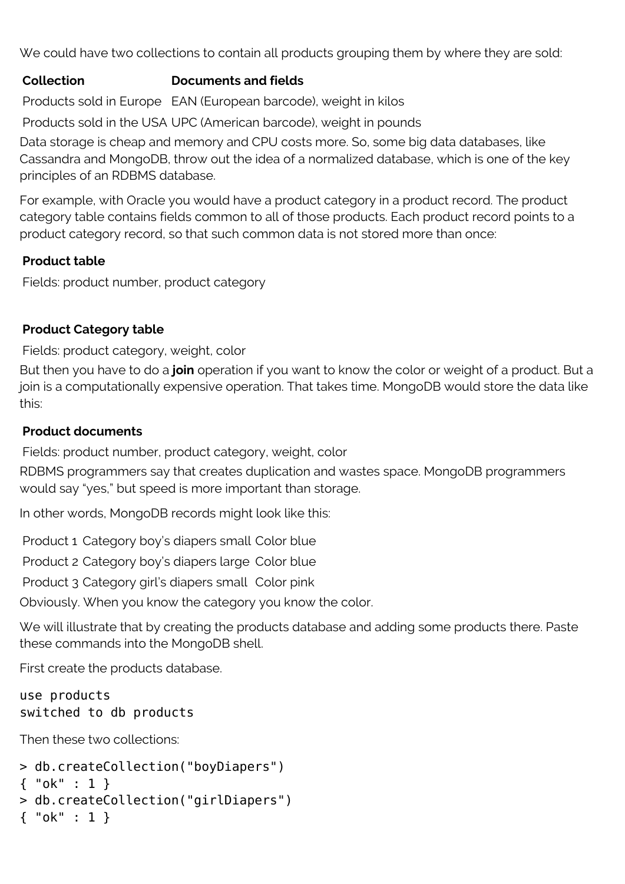We could have two collections to contain all products grouping them by where they are sold:

| Collection | Documents and fields |
| --- | --- |
| Products sold in Europe | EAN (European barcode), weight in kilos |
| Products sold in the USA | UPC (American barcode), weight in pounds |

Data storage is cheap and memory and CPU costs more. So, some big data databases, like Cassandra and MongoDB, throw out the idea of a normalized database, which is one of the key principles of an RDBMS database.

For example, with Oracle you would have a product category in a product record. The product category table contains fields common to all of those products. Each product record points to a product category record, so that such common data is not stored more than once:

| Product table |
| --- |
| Fields: product number, product category |

| Product Category table |
| --- |
| Fields: product category, weight, color |

But then you have to do a **join** operation if you want to know the color or weight of a product. But a join is a computationally expensive operation. That takes time. MongoDB would store the data like this:

| Product documents |
| --- |
| Fields: product number, product category, weight, color |

RDBMS programmers say that creates duplication and wastes space. MongoDB programmers would say "yes," but speed is more important than storage.

In other words, MongoDB records might look like this:

| | | |
| --- | --- | --- |
| Product 1 | Category boy's diapers small | Color blue |
| Product 2 | Category boy's diapers large | Color blue |
| Product 3 | Category girl's diapers small | Color pink |

Obviously. When you know the category you know the color.

We will illustrate that by creating the products database and adding some products there. Paste these commands into the MongoDB shell.

First create the products database.

```
use products
switched to db products
```

Then these two collections:

```
> db.createCollection("boyDiapers")
{ "ok" : 1 }
> db.createCollection("girlDiapers")
{ "ok" : 1 }
```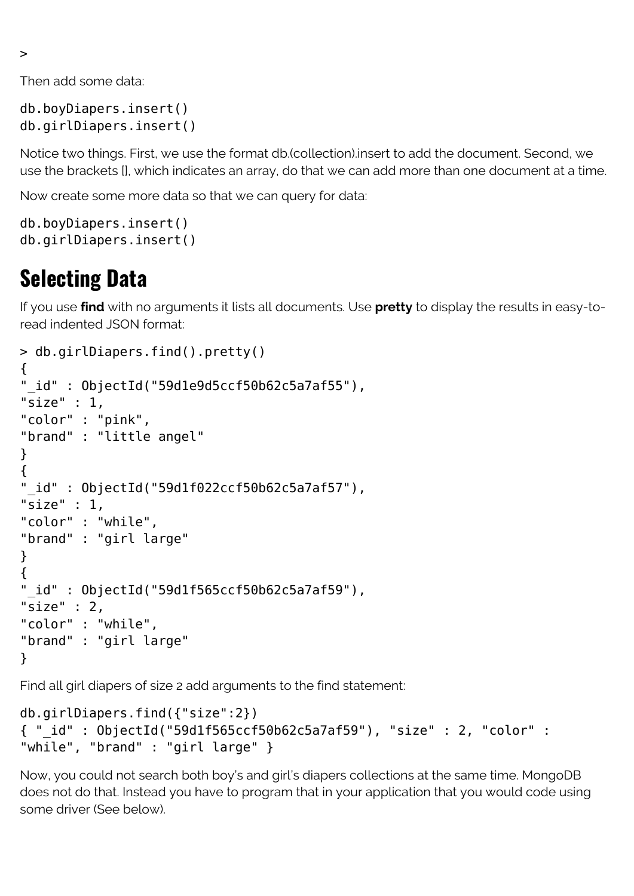```
>
```

Then add some data:

```
db.boyDiapers.insert()
db.girlDiapers.insert()
```

Notice two things. First, we use the format db.(collection).insert to add the document. Second, we use the brackets [], which indicates an array, do that we can add more than one document at a time.

Now create some more data so that we can query for data:

```
db.boyDiapers.insert()
db.girlDiapers.insert()
```

## Selecting Data

If you use **find** with no arguments it lists all documents. Use **pretty** to display the results in easy-to-read indented JSON format:

```
> db.girlDiapers.find().pretty()
{
"_id" : ObjectId("59d1e9d5ccf50b62c5a7af55"),
"size" : 1,
"color" : "pink",
"brand" : "little angel"
}
{
"_id" : ObjectId("59d1f022ccf50b62c5a7af57"),
"size" : 1,
"color" : "while",
"brand" : "girl large"
}
{
"_id" : ObjectId("59d1f565ccf50b62c5a7af59"),
"size" : 2,
"color" : "while",
"brand" : "girl large"
}
```

Find all girl diapers of size 2 add arguments to the find statement:

```
db.girlDiapers.find({"size":2})
{ "_id" : ObjectId("59d1f565ccf50b62c5a7af59"), "size" : 2, "color" :
"while", "brand" : "girl large" }
```

Now, you could not search both boy's and girl's diapers collections at the same time. MongoDB does not do that. Instead you have to program that in your application that you would code using some driver (See below).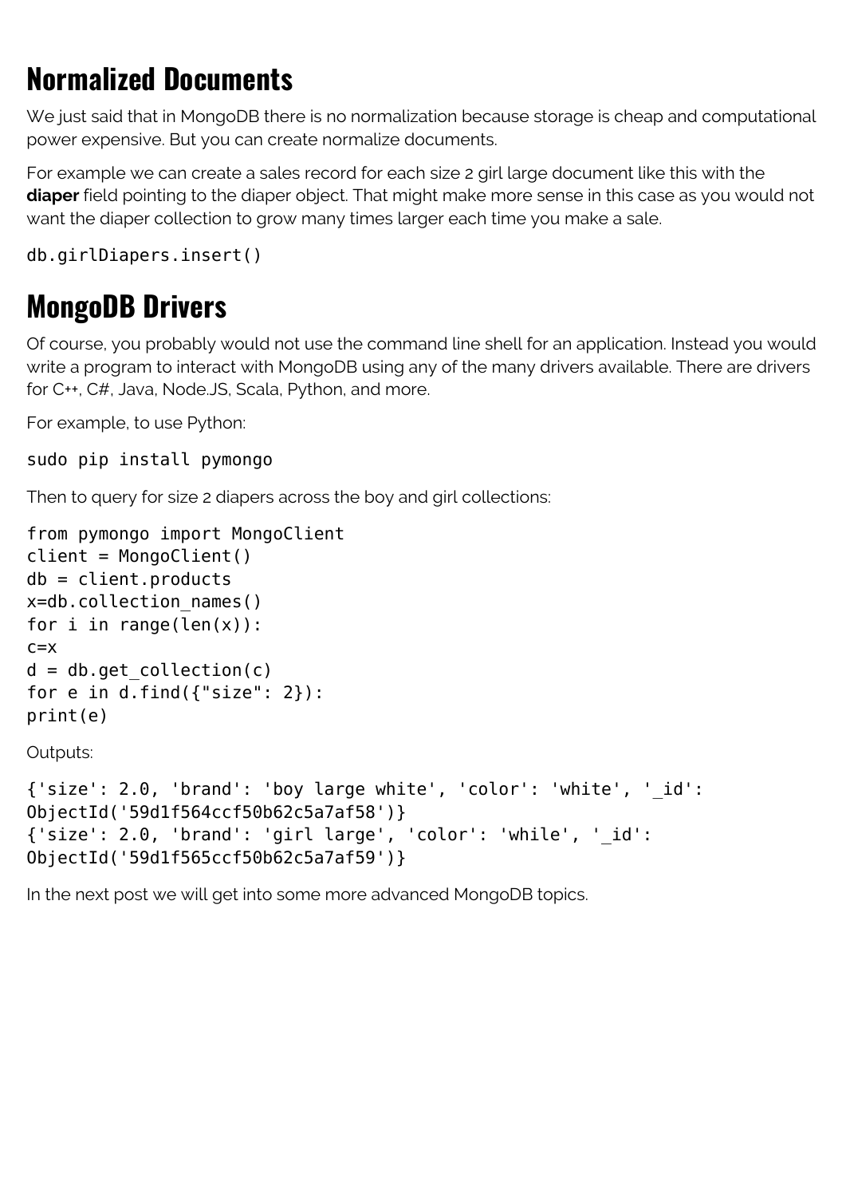## Normalized Documents

We just said that in MongoDB there is no normalization because storage is cheap and computational power expensive. But you can create normalize documents.

For example we can create a sales record for each size 2 girl large document like this with the **diaper** field pointing to the diaper object. That might make more sense in this case as you would not want the diaper collection to grow many times larger each time you make a sale.

```
db.girlDiapers.insert()
```

## MongoDB Drivers

Of course, you probably would not use the command line shell for an application. Instead you would write a program to interact with MongoDB using any of the many drivers available. There are drivers for C++, C#, Java, Node.JS, Scala, Python, and more.

For example, to use Python:

```
sudo pip install pymongo
```

Then to query for size 2 diapers across the boy and girl collections:

```
from pymongo import MongoClient
client = MongoClient()
db = client.products
x=db.collection_names()
for i in range(len(x)):
c=x
d = db.get_collection(c)
for e in d.find({"size": 2}):
print(e)
```

Outputs:

```
{'size': 2.0, 'brand': 'boy large white', 'color': 'white', '_id':
ObjectId('59d1f564ccf50b62c5a7af58')}
{'size': 2.0, 'brand': 'girl large', 'color': 'while', '_id':
ObjectId('59d1f565ccf50b62c5a7af59')}
```

In the next post we will get into some more advanced MongoDB topics.